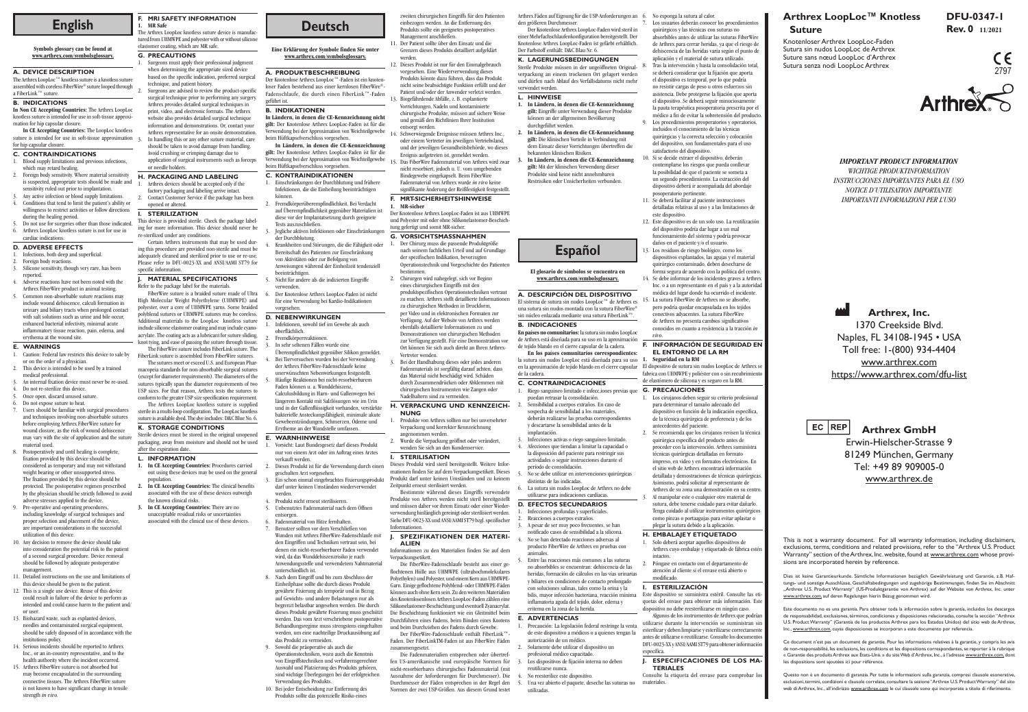# English

**Symbols glossary can be found at www.arthrex.com/symbolsglossary.**

## A. DEVICE DESCRIPTION

The Arthrex LoopLoc™ knotless suture is a knotless suture assembled with coreless FiberWire® suture looped through a FiberLink™ suture.

## B. INDICATIONS

**In Non CE Accepting Countries:** The Arthrex LoopLoc knotless suture is intended for use in soft-tissue approximation for hip capsular closure.

**In CE Accepting Countries:** The LoopLoc knotless suture is intended for use in soft-tissue approximation for hip capsular closure.

## C. CONTRAINDICATIONS

1. Blood supply limitations and previous infections, which may retard healing.
2. Foreign body sensitivity. Where material sensitivity is suspected, appropriate tests should be made and sensitivity ruled out prior to implantation.
3. Any active infection or blood supply limitations.
4. Conditions that tend to limit the patient's ability or willingness to restrict activities or follow directions during the healing period.
5. Do not use for surgeries other than those indicated.
6. Arthrex LoopLoc knotless suture is not for use in cardiac indications.

## D. ADVERSE EFFECTS

1. Infections, both deep and superficial.
2. Foreign body reactions.
3. Silicone sensitivity, though very rare, has been reported.
4. Adverse reactions have not been noted with the Arthrex FiberWire product in animal testing.
5. Common non-absorbable suture reactions may include wound dehiscence, calculi formation in urinary and biliary tracts when prolonged contact with salt solutions such as urine and bile occur, enhanced bacterial infectivity, minimal acute inflammatory tissue reaction, pain, edema, and erythema at the wound site.

## E. WARNINGS

1. Caution: Federal law restricts this device to sale by or on the order of a physician.
2. This device is intended to be used by a trained medical professional.
3. An internal fixation device must never be re-used.
4. Do not re-sterilize this device.
5. Once open, discard unused suture.
6. Do not expose suture to heat.
7. Users should be familiar with surgical procedures and techniques involving non-absorbable sutures before employing Arthrex FiberWire suture for wound closure, as the risk of wound dehiscence may vary with the site of application and the suture material used.
8. Postoperatively and until healing is complete, fixation provided by this device should be considered as temporary and may not withstand weight bearing or other unsupported stress. The fixation provided by this device should be protected. The postoperative regimen prescribed by the physician should be strictly followed to avoid adverse stresses applied to the device.
9. Pre-operative and operating procedures, including knowledge of surgical techniques and proper selection and placement of the device, are important considerations in the successful utilization of this device.
10. Any decision to remove the device should take into consideration the potential risk to the patient of a second surgical procedure. Device removal should be followed by adequate postoperative management.
11. Detailed instructions on the use and limitations of this device should be given to the patient.
12. This is a single use device. Reuse of this device could result in failure of the device to perform as intended and could cause harm to the patient and/ or user.
13. Biohazard waste, such as explanted devices, needles and contaminated surgical equipment, should be safely disposed of in accordance with the institutions policy.
14. Serious incidents should be reported to Arthrex Inc., or an in-country representative, and to the health authority where the incident occurred.
15. Arthrex FiberWire suture is not absorbed but may become encapsulated in the surrounding connective tissues. The Arthrex FiberWire suture is not known to have significant change in tensile strength *in vivo*.

## F. MRI SAFETY INFORMATION

**1. MR Safe**

The Arthrex LoopLoc knotless suture device is manufactured from UHMWPE and polyester with or without silicone elastomer coating, which are MR safe.

## G. PRECAUTIONS

1. Surgeons must apply their professional judgment when determining the appropriate sized device based on the specific indication, preferred surgical technique, and patient history.
2. Surgeons are advised to review the product-specific surgical technique prior to performing any surgery. Arthrex provides detailed surgical techniques in print, video, and electronic formats. The Arthrex website also provides detailed surgical technique information and demonstrations. Or, contact your Arthrex representative for an on-site demonstration.
3. In handling this or any other suture material, care should be taken to avoid damage from handling. Avoid crushing or crimping damage due to application of surgical instruments such as forceps or needle holders.

## H. PACKAGING AND LABELING

1. Arthrex devices should be accepted only if the factory packaging and labeling arrive intact.
2. Contact Customer Service if the package has been opened or altered.

## I. STERILIZATION

This device is provided sterile. Check the package labeling for more information. This device should never be re-sterilized under any conditions.

Certain Arthrex instruments that may be used during this procedure are provided non-sterile and must be adequately cleaned and sterilized prior to use or re-use. Please refer to DFU-0023-XX and ANSI/AAMI ST79 for specific information.

## J. MATERIAL SPECIFICATIONS

Refer to the package label for the materials.

FiberWire suture is a braided suture made of Ultra High Molecular Weight Polyethylene (UHMWPE) and polyester, over a core of UHMWPE yarns. Some braided polyblend sutures or UHMWPE sutures may be coreless. Additional materials to the LoopLoc knotless suture include silicone elastomer coating and may include cyanoacrylate. The coating acts as a lubricant for suture sliding, knot tying, and ease of passing the suture through tissue.

The FiberWire suture includes FiberLink suture. The FiberLink suture is assembled from FiberWire sutures.

The sutures meet or exceed U.S. and European Pharmacopeia standards for non-absorbable surgical sutures (except for diameter requirements). The diameters of the sutures typically span the diameter requirements of two USP sizes. For that reason, Arthrex tests the sutures to conform to the greater USP size specification requirement.

The Arthrex LoopLoc knotless suture is supplied sterile in a multi-loop configuration. The LoopLoc knotless suture is available dyed. The dye includes: D&C Blue No. 6.

## K. STORAGE CONDITIONS

Sterile devices must be stored in the original unopened packaging, away from moisture and should not be used after the expiration date.

## L. INFORMATION

1. **In CE Accepting Countries:** Procedures carried out using these devices may be used on the general population.
2. **In CE Accepting Countries:** The clinical benefits associated with the use of these devices outweigh the known clinical risks.
3. **In CE Accepting Countries:** There are no unacceptable residual risks or uncertainties associated with the clinical use of these devices.

# Deutsch

**Eine Erklärung der Symbole finden Sie unter www.arthrex.com/symbolsglossary.**

## A. PRODUKTBESCHREIBUNG

Der Knotenlose Arthrex LoopLoc™-Faden ist ein knotenloser Faden bestehend aus einer kernlosen FiberWire®-Fadenschlaufe, die durch einen FiberLink™-Faden geführt ist.

## B. INDIKATIONEN

**In Ländern, in denen die CE-Kennzeichnung nicht gilt:** Der knotenlose Arthrex LoopLoc-Faden ist für die Verwendung bei der Approximation von Weichteilgewebe beim Hüftkapselverschluss vorgesehen.

**In Ländern, in denen die CE-Kennzeichnung gilt:** Der knotenlose Arthrex LoopLoc-Faden ist für die Verwendung bei der Approximation von Weichteilgewebe beim Hüftkapselverschluss vorgesehen.

## C. KONTRAINDIKATIONEN

1. Einschränkungen der Durchblutung und frühere Infektionen, die die Einheilung beeinträchtigen können.
2. Fremdkörperüberempfindlichkeit. Bei Verdacht auf Überempfindlichkeit gegenüber Materialien ist diese vor der Implantatsetzung durch geeignete Tests auszuschließen.
3. Jegliche aktiven Infektionen oder Einschränkungen der Durchblutung.
4. Krankheiten und Störungen, die die Fähigkeit oder Bereitschaft des Patienten zur Einschränkung von Aktivitäten oder zur Befolgung von Anweisungen während der Einheilzeit tendenziell beeinträchtigen.
5. Nicht für andere als die indizierten Eingriffe verwenden.
6. Der knotenlose Arthrex LoopLoc-Faden ist nicht für eine Verwendung bei Kardio-Indikationen vorgesehen.

## D. NEBENWIRKUNGEN

1. Infektionen, sowohl tief im Gewebe als auch oberflächlich.
2. Fremdkörperreaktionen.
3. In sehr seltenen Fällen wurde eine Überempfindlichkeit gegenüber Silikon gemeldet.
4. Bei Tierversuchen wurden bei der Verwendung der Arthrex FiberWire-Fadenschlaufe keine unerwünschten Nebenwirkungen festgestellt.
5. Häufige Reaktionen bei nicht-resorbierbaren Faden können u. a. Wunddehiszenz, Calculusbildung in Harn- und Gallenwegen bei längerem Kontakt mit Salzlösungen wie im Urin und in der Gallenflüssigkeit vorhanden, verstärkte bakterielle Ansteckungsfähigkeit, minimale akute Gewebeentzündungen, Schmerzen, Ödeme und Erytheme an der Wundstelle umfassen.

## E. WARNHINWEISE

1. Vorsicht: Laut Bundesgesetz darf dieses Produkt nur von einem Arzt oder im Auftrag eines Arztes verkauft werden.
2. Dieses Produkt ist für die Verwendung durch einen geschulten Arzt vorgesehen.
3. Ein schon einmal eingebrachtes Fixierungsprodukt darf unter keinen Umständen wiederverwendet werden.
4. Produkt nicht erneut sterilisieren.
5. Unbenutztes Fadenmaterial nach dem Öffnen entsorgen.
6. Fadenmaterial von Hitze fernhalten.
7. Benutzer sollten vor dem Verschließen von Wunden mit Arthrex FiberWire-Fadenschlaufe mit den Eingriffen und Techniken vertraut sein, bei denen ein nicht-resorbierbarer Faden verwendet wird, da das Wunddehiszenzrisiko je nach Anwendungsstelle und verwendetem Nahtmaterial unterschiedlich ist.
8. Nach dem Eingriff und bis zum Abschluss der Einheilphase sollte die durch dieses Produkt gewährte Fixierung als temporär und in Bezug auf Gewichts- und andere Belastungen nur als begrenzt belastbar angesehen werden. Die durch dieses Produkt gewährte Fixierung muss geschützt werden. Das vom Arzt verschriebene postoperative Behandlungsregime muss strengstens eingehalten werden, um eine nachteilige Druckausübung auf das Produkt zu vermeiden.
9. Sowohl die präoperative als auch die Operationstechniken, wozu auch die Kenntnis von Eingriffstechniken und verfahrensgerechter Auswahl und Platzierung des Produkts gehören, sind wichtige Überlegungen bei der erfolgreichen Verwendung des Produkts.
10. Bei jeder Entscheidung zur Entfernung des Produkts sollte das potenzielle Risiko eines zweiten chirurgischen Eingriffs für den Patienten einbezogen werden. An die Entfernung des Produkts sollte ein geeignetes postoperatives Management anschließen.
11. Der Patient sollte über den Einsatz und die Grenzen dieses Produkts detailliert aufgeklärt werden.
12. Dieses Produkt ist nur für den Einmalgebrauch vorgesehen. Eine Wiederverwendung dieses Produkts könnte dazu führen, dass das Produkt nicht seine beabsichtigte Funktion erfüllt und der Patient und/oder der Anwender verletzt werden.
13. Biogefährdende Abfälle, z. B. explantierte Vorrichtungen, Nadeln und kontaminierte chirurgische Produkte, müssen auf sichere Weise und gemäß den Richtlinien Ihrer Institution entsorgt werden.
14. Schwerwiegende Ereignisse müssen Arthrex Inc., oder einem Vertreter im jeweiligen Vertriebsland, und der jeweiligen Gesundheitsbehörde, wo dieses Ereignis aufgetreten ist, gemeldet werden.
15. Das FiberWire Fadenmaterial von Arthrex wird zwar nicht resorbiert, jedoch u. U. vom umgebenden Bindegewebe eingekapselt. Beim FiberWire Fadenmaterial von Arthrex wurde *in vivo* keine signifikante Änderung der Reißfestigkeit festgestellt.

## F. MRT-SICHERHEITSHINWEISE

**1. MR-sicher**

Der knotenlose Arthrex LoopLoc-Faden ist aus UHMWPE und Polyester mit oder ohne Silikonelastomer-Beschichtung gefertigt und somit MR-sicher.

## G. VORSICHTSMASSNAHMEN

1. Der Chirurg muss die passende Produktgröße nach seinem fachlichen Urteil und auf Grundlage der spezifischen Indikation, bevorzugten Operationstechnik und Vorgeschichte des Patienten bestimmen.
2. Chirurgen wird nahegelegt, sich vor Beginn eines chirurgischen Eingriffs mit den produktspezifischen Operationstechniken vertraut zu machen. Arthrex stellt detaillierte Informationen zu chirurgischen Methoden in Druckform, per Video und in elektronischen Formaten zur Verfügung. Auf der Website von Arthrex werden ebenfalls detaillierte Informationen zu und Demonstrationen von chirurgischen Methoden zur Verfügung gestellt. Für eine Demonstration vor Ort können Sie sich auch direkt an Ihren Arthrex-Vertreter wenden.
3. Bei der Handhabung dieses oder jedes anderen Fadenmaterials ist sorgfältig darauf achten, dass das Material nicht beschädigt wird. Schäden durch Zusammendrücken oder Abklemmen mit chirurgischen Instrumenten wie Zangen oder Nadelhaltern sind zu vermeiden.

## H. VERPACKUNG UND KENNZEICHNUNG

1. Produkte von Arthrex sollten nur bei unversehrter Verpackung und korrekter Kennzeichnung angenommen werden.
2. Wurde die Verpackung geöffnet oder verändert, wenden Sie sich an den Kundenservice.

## I. STERILISATION

Dieses Produkt wird steril bereitgestellt. Weitere Informationen finden Sie auf dem Verpackungsetikett. Dieses Produkt darf unter keinen Umständen und zu keinem Zeitpunkt erneut sterilisiert werden.

Bestimmte während dieses Eingriffs verwendete Produkte von Arthrex werden nicht steril bereitgestellt und müssen daher vor ihrem Einsatz oder einer Wiederverwendung hinlänglich gereinigt oder sterilisiert werden. Siehe DFU-0023-XX und ANSI/AAMI ST79 bzgl. spezifischer Informationen.

## J. SPEZIFIKATIONEN DER MATERIALIEN

Informationen zu den Materialien finden Sie auf dem Verpackungsetikett.

Die FiberWire-Fadenschlaufe besteht aus einer geflochtenen Hülle aus UHMWPE (ultrahochmolekulares Polyethylen) und Polyester, und einem Kern aus UHMWPE-Garn. Einige geflochtene Polyblend- oder UHMWPE-Fäden können auch ohne Kern sein. Zu den weiteren Materialien des Knotenlosen losen Arthrex LoopLoc-Faden zählen eine Silikonelastomer-Beschichtung und eventuell Zyanacrylat. Die Beschichtung funktioniert wie ein Gleitmittel beim Durchführen eines Fadens, beim Binden eines Knotens und beim Durchziehen des Fadens durch Gewebe.

Der FiberWire-Fadenschlaufe enthält FiberLink™-Faden. Der FiberLinkTM-Faden ist aus FiberWire Fäden zusammengesetzt.

Die Fadenmaterialien entsprechen oder übertreffen US-amerikanische und europäische Normen für nicht-resorbierbares chirurgisches Fadenmaterial (mit Ausnahme der Anforderungen für Durchmesser). Die Durchmesser der Fäden entsprechen in der Regel den Normen der zwei USP-Größen. Aus diesem Grund testet Arthrex Fäden auf Eignung für die USP-Anforderungen an den größeren Durchmesser.

Der Knotenlose Arthrex LoopLoc-Faden wird steril in einer Mehrfachschlaufenkonfiguration bereitgestellt. Der Knotenlose Arthrex LoopLoc-Faden ist gefärbt erhältlich. Der Farbstoff enthält: D&C Blau Nr. 6.

## K. LAGERUNGSBEDINGUNGEN

Sterile Produkte müssen in der ungeöffneten Originalverpackung an einem trockenen Ort gelagert werden und dürfen nach Ablauf des Verfallsdatums nicht mehr verwendet werden.

## L. HINWEISE

1. **In Ländern, in denen die CE-Kennzeichnung gilt:** Eingriffe unter Verwendung dieser Produkte können an der allgemeinen Bevölkerung durchgeführt werden.
2. **In Ländern, in denen die CE-Kennzeichnung gilt:** Die klinischen Vorteile in Verbindung mit dem Einsatz dieser Vorrichtungen übertreffen die bekannten klinischen Risiken.
3. **In Ländern, in denen die CE-Kennzeichnung gilt:** Mit der klinischen Verwendung dieser Produkte sind keine nicht annehmbaren Restrisiken oder Unsicherheiten verbunden.

# Español

**El glosario de símbolos se encuentra en www.arthrex.com/symbolsglossary.**

## A. DESCRIPCIÓN DEL DISPOSITIVO

El sistema de sutura sin nudos LoopLoc™ de Arthrex es una sutura sin nudos montada con la sutura FiberWire® sin núcleo enlazada mediante una sutura FiberLink™.

## B. INDICACIONES

**En países no comunitarios:** la sutura sin nudos LoopLoc de Arthrex está diseñada para su uso en la aproximación de tejido blando en el cierre capsular de la cadera.

**En los países comunitarios correspondientes:** la sutura sin nudos LoopLoc está diseñada para su uso en la aproximación de tejido blando en el cierre capsular de la cadera.

## C. CONTRAINDICACIONES

1. Riego sanguíneo limitado e infecciones previas que puedan retrasar la consolidación.
2. Sensibilidad a cuerpos extraños. En caso de sospecha de sensibilidad a los materiales, deberán realizarse las pruebas correspondientes y descartarse la sensibilidad antes de la implantación.
3. Infecciones activas o riego sanguíneo limitado.
4. Afecciones que tiendan a limitar la capacidad o la disposición del paciente para restringir sus actividades o seguir instrucciones durante el período de consolidación.
5. No se debe utilizar en intervenciones quirúrgicas distintas de las indicadas.
6. La sutura sin nudos LoopLoc de Arthrex no debe utilizarse para indicaciones cardíacas.

## D. EFECTOS SECUNDARIOS

1. Infecciones profundas y superficiales.
2. Reacciones a cuerpos extraños.
3. A pesar de ser muy poco frecuentes, se han notificado casos de sensibilidad a la silicona.
4. No se han detectado reacciones adversas al producto FiberWire de Arthrex en pruebas con animales.
5. Entre las reacciones más comunes a las suturas no absorbibles se encuentran: dehiscencia de las heridas, formación de cálculos en las vías urinarias y biliares en condiciones de contacto prolongado con soluciones salinas, tales como la orina y la bilis, mayor infección bacteriana, reacción mínima inflamatoria aguda del tejido, dolor, edema y eritema en la zona de la herida.

## E. ADVERTENCIAS

1. Precaución: La legislación federal restringe la venta de este dispositivo a médicos o a quienes tengan la autorización de un médico.
2. Solamente debe utilizar el dispositivo un profesional médico capacitado.
3. Los dispositivos de fijación interna no deben reutilizarse nunca.
4. No reesterilice este dispositivo.
5. Una vez abierto el paquete, deseche las suturas no utilizadas.
6. No exponga la sutura al calor.
7. Los usuarios deberán conocer los procedimientos quirúrgicos y las técnicas con suturas no absorbibles antes de utilizar las suturas FiberWire de Arthrex para cerrar heridas, ya que el riesgo de dehiscencia de las heridas varía según el punto de aplicación y el material de sutura utilizado.
8. Tras la intervención y hasta la consolidación total, se deberá considerar que la fijación que aporta el dispositivo es temporal, por lo que podría no resistir cargas de peso u otros esfuerzos sin asistencia. Debe protegerse la fijación que aporta el dispositivo. Se deberá seguir minuciosamente la pauta terapéutica posoperatoria prescrita por el médico a fin de evitar la sobretensión del producto.
9. Los procedimientos preoperatorios y operatorios, incluidos el conocimiento de las técnicas quirúrgicas y la correcta selección y colocación del dispositivo, son fundamentales para el uso satisfactorio del dispositivo.
10. Si se decide extraer el dispositivo, deberán contemplarse los riesgos que pueda conllevar la posibilidad de que el paciente se someta a un segundo procedimiento. La extracción del dispositivo deberá ir acompañada del abordaje posoperatorio pertinente.
11. Se deberá facilitar al paciente instrucciones detalladas relativas al uso y a las limitaciones de este dispositivo.
12. Este dispositivo es de un solo uso. La reutilización del dispositivo podría dar lugar a un mal funcionamiento del sistema y podría provocar daños en el paciente y/o el usuario.
13. Los residuos de riesgo biológico, como los dispositivos explantados, las agujas y el material quirúrgico contaminado, deben desecharse de forma segura de acuerdo con la política del centro.
14. Se debe informar de los incidentes graves a Arthrex Inc. o a un representante en el país y a la autoridad médica del lugar donde ha ocurrido el incidente.
15. La sutura FiberWire de Arthrex no se absorbe, pero podría quedar encapsulada en los tejidos conectivos adyacentes. La sutura FiberWire de Arthrex no presenta cambios significativos conocidos en cuanto a resistencia a la tracción *in vivo*.

## F. INFORMACIÓN DE SEGURIDAD EN EL ENTORNO DE LA RM

**1. Seguridad en la RM**

El dispositivo de sutura sin nudos LoopLoc de Arthrex se fabrica con UHMWPE y poliéster con o sin recubrimiento de elastómero de silicona y es seguro en la RM.

## G. PRECAUCIONES

1. Los cirujanos deben seguir su criterio profesional para determinar el tamaño adecuado del dispositivo en función de la indicación específica, de la técnica quirúrgica de preferencia y de los antecedentes del paciente.
2. Se recomienda que los cirujanos revisen la técnica quirúrgica específica del producto antes de proceder con la intervención. Arthrex suministra técnicas quirúrgicas detalladas en formato impreso, en vídeo y en formatos electrónicos. En el sitio web de Arthrex encontrará información detallada y demostraciones de técnicas quirúrgicas. Asimismo, podrá solicitar al representante de Arthrex de su zona una demostración en su centro.
3. Al manipular este o cualquier otro material de sutura, debe tenerse cuidado para evitar dañarlo. Tenga cuidado al utilizar instrumentos quirúrgicos como pinzas o portaagujas para evitar aplastar o plegar la sutura debido a la aplicación.

## H. EMBALAJE Y ETIQUETADO

1. Solo deberá aceptar aquellos dispositivos de Arthrex cuyo embalaje y etiquetado de fábrica estén intactos.
2. Póngase en contacto con el departamento de atención al cliente si el envase está abierto o modificado.

## I. ESTERILIZACIÓN

Este dispositivo se suministra estéril. Consulte las etiquetas del envase para obtener más información. Este dispositivo no debe reesterilizarse en ningún caso.

Algunos de los instrumentos de Arthrex que podrían utilizarse durante la intervención se suministran sin esterilizar y deben limpiarse y esterilizarse correctamente antes de utilizarse o reutilizarse. Consulte los documentos DFU-0023-XX y ANSI/AAMI ST79 para obtener información específica.

## J. ESPECIFICACIONES DE LOS MATERIALES

Consulte la etiqueta del envase para comprobar los materiales.

# Arthrex LoopLoc™ Knotless Suture

**DFU-0347-1**
**Rev. 0 11/2021**

Knotenloser Arthrex LoopLoc-Faden
Sutura sin nudos LoopLoc de Arthrex
Suture sans nœud LoopLoc d'Arthrex
Sutura senza nodi LoopLoc Arthrex

CE 2797

*IMPORTANT PRODUCT INFORMATION*
*WICHTIGE PRODUKTINFORMATION*
*INSTRUCCIONES IMPORTANTES PARA EL USO*
*NOTICE D'UTILISATION IMPORTANTE*
*IMPORTANTI INFORMAZIONI PER L'USO*

**Arthrex, Inc.**
1370 Creekside Blvd.
Naples, FL 34108-1945 • USA
Toll free: 1-(800) 934-4404
www.arthrex.com
https://www.arthrex.com/dfu-list

EC REP **Arthrex GmbH**
Erwin-Hielscher-Strasse 9
81249 München, Germany
Tel: +49 89 909005-0
www.arthrex.de

This is not a warranty document. For all warranty information, including disclaimers, exclusions, terms, conditions and related provisions, refer to the "Arthrex U.S. Product Warranty" section of the Arthrex, Inc. website, found at www.arthrex.com whose provisions are incorporated herein by reference.

Dies ist keine Garantieurkunde. Sämtliche Informationen bezüglich Gewährleistung und Garantie, z.B. Haftungs- und sonstige Ausschlüsse, Geschäftsbedingungen und zugehörige Bestimmungen, finden Sie im Abschnitt „Arthrex U.S. Product Warranty" (US-Produktgarantie von Arthrex) auf der Website von Arthrex, Inc. unter www.arthrex.com, auf deren Regelungen hierin Bezug genommen wird.

Este documento no es una garantía. Para obtener toda la información sobre la garantía, incluidos los descargos de responsabilidad, exclusiones, términos, condiciones y disposiciones relacionadas, consulte la sección "Arthrex U.S. Product Warranty" (Garantía de los productos Arthrex para los Estados Unidos) del sitio web de Arthrex, Inc., www.arthrex.com, cuyas disposiciones se incorporan a este documento por referencia.

Ce document n'est pas un document de garantie. Pour les informations relatives à la garantie, y compris les avis de non-responsabilité, les exclusions, les conditions et les dispositions correspondantes, se reporter à la rubrique « Garantie des produits Arthrex aux États-Unis » du site Web d'Arthrex, Inc., à l'adresse www.arthrex.com, dont les dispositions sont ajoutées ici pour référence.

Questo non è un documento di garanzia. Per tutte le informazioni sulla garanzia, compresi clausole esonerative, esclusioni, termini, condizioni e clausole correlate, consultare la sezione "Arthrex U.S. Product Warranty" del sito web di Arthrex, Inc., all'indirizzo www.arthrex.com le cui clausole sono qui incorporate a titolo di riferimento.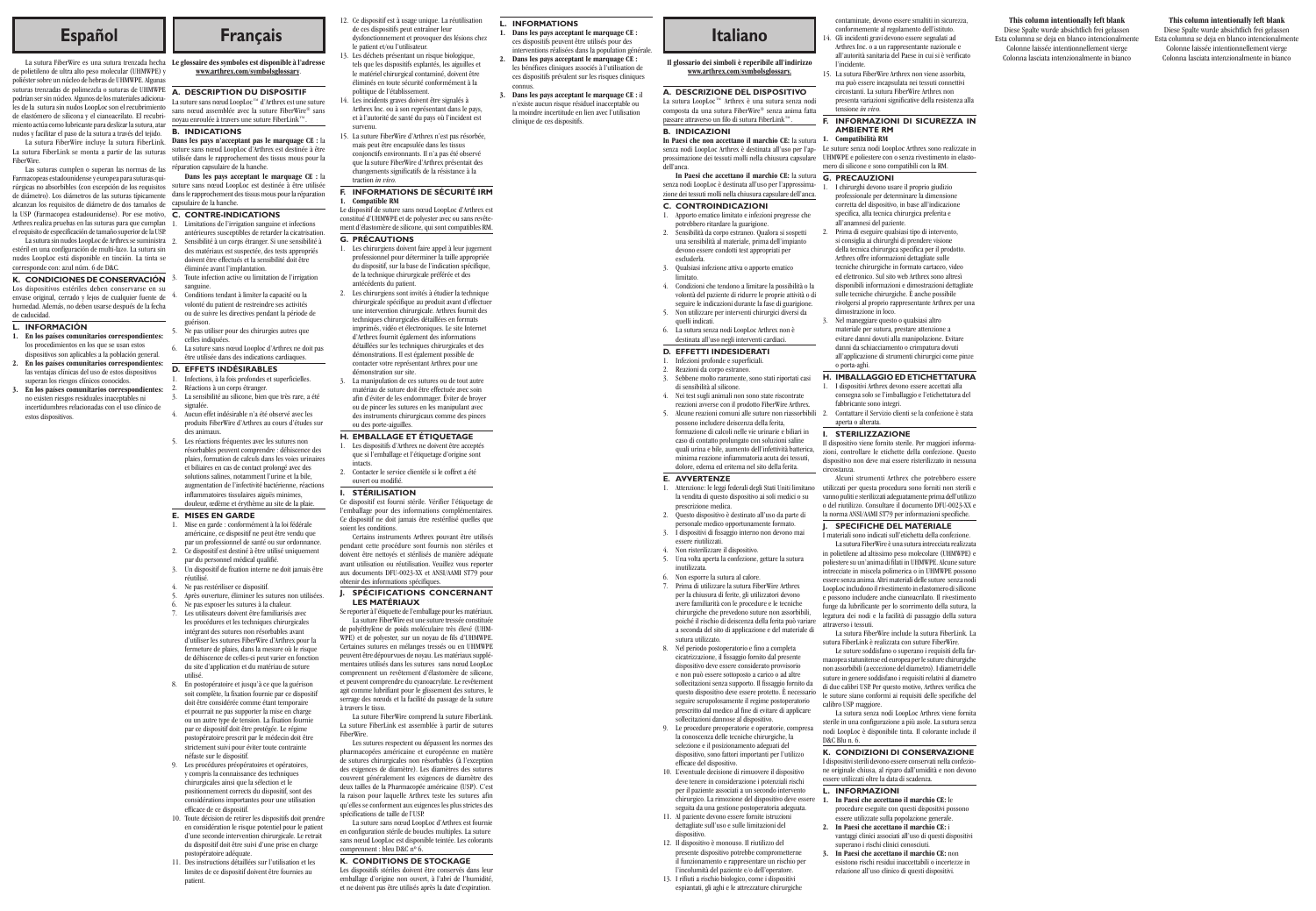# Español

La sutura FiberWire es una sutura trenzada hecha de polietileno de ultra alto peso molecular (UHMWPE) y poliéster sobre un núcleo de hebras de UHMWPE. Algunas suturas trenzadas de polimezcla o suturas de UHMWPE podrían ser sin núcleo. Algunos de los materiales adicionales de la sutura sin nudos LoopLoc son el recubrimiento de elastómero de silicona y el cianoacrilato. El recubrimiento actúa como lubricante para deslizar la sutura, atar nudos y facilitar el paso de la sutura a través del tejido.

La sutura FiberWire incluye la sutura FiberLink. La sutura FiberLink se monta a partir de las suturas FiberWire.

Las suturas cumplen o superan las normas de las Farmacopeas estadounidense y europea para suturas quirúrgicas no absorbibles (con excepción de los requisitos de diámetro). Los diámetros de las suturas típicamente alcanzan los requisitos de diámetro de dos tamaños de la USP (Farmacopea estadounidense). Por ese motivo, Arthrex realiza pruebas en las suturas para que cumplan el requisito de especificación de tamaño superior de la USP.

La sutura sin nudos LoopLoc de Arthrex se suministra estéril en una configuración de multi-lazo. La sutura sin nudos LoopLoc está disponible en tinción. La tinta se corresponde con: azul núm. 6 de D&C.

## K. CONDICIONES DE CONSERVACIÓN

Los dispositivos estériles deben conservarse en su envase original, cerrado y lejos de cualquier fuente de humedad. Además, no deben usarse después de la fecha de caducidad.

## L. INFORMACIÓN

1. **En los países comunitarios correspondientes:** los procedimientos en los que se usan estos dispositivos son aplicables a la población general.
2. **En los países comunitarios correspondientes:** las ventajas clínicas del uso de estos dispositivos superan los riesgos clínicos conocidos.
3. **En los países comunitarios correspondientes:** no existen riesgos residuales inaceptables ni incertidumbres relacionadas con el uso clínico de estos dispositivos.

# Français

**Le glossaire des symboles est disponible à l'adresse www.arthrex.com/symbolsglossary.**

## A. DESCRIPTION DU DISPOSITIF

La suture sans nœud LoopLoc™ d'Arthrex est une suture sans nœud assemblée avec la suture FiberWire® sans noyau enroulée à travers une suture FiberLink™.

## B. INDICATIONS

**Dans les pays n'acceptant pas le marquage CE :** la suture sans nœud LoopLoc d'Arthrex est destinée à être utilisée dans le rapprochement des tissus mous pour la réparation capsulaire de la hanche.

**Dans les pays acceptant le marquage CE :** la suture sans nœud LoopLoc est destinée à être utilisée dans le rapprochement des tissus mous pour la réparation capsulaire de la hanche.

## C. CONTRE-INDICATIONS

1. Limitations de l'irrigation sanguine et infections antérieures susceptibles de retarder la cicatrisation.
2. Sensibilité à un corps étranger. Si une sensibilité à des matériaux est suspectée, des tests appropriés doivent être effectués et la sensibilité doit être éliminée avant l'implantation.
3. Toute infection active ou limitation de l'irrigation sanguine.
4. Conditions tendant à limiter la capacité ou la volonté du patient de restreindre ses activités ou de suivre les directives pendant la période de guérison.
5. Ne pas utiliser pour des chirurgies autres que celles indiquées.
6. La suture sans nœud LoopLoc d'Arthrex ne doit pas être utilisée dans des indications cardiaques.

## D. EFFETS INDÉSIRABLES

1. Infections, à la fois profondes et superficielles.
2. Réactions à un corps étranger.
3. La sensibilité au silicone, bien que très rare, a été signalée.
4. Aucun effet indésirable n'a été observé avec les produits FiberWire d'Arthrex au cours d'études sur des animaux.
5. Les réactions fréquentes avec les sutures non résorbables peuvent comprendre : déhiscence des plaies, formation de calculs dans les voies urinaires et biliaires en cas de contact prolongé avec des solutions salines, notamment l'urine et la bile, augmentation de l'infectivité bactérienne, réactions inflammatoires tissulaires aiguës minimes, douleur, œdème et érythème au site de la plaie.

## E. MISES EN GARDE

1. Mise en garde : conformément à la loi fédérale américaine, ce dispositif ne peut être vendu que par un professionnel de santé ou sur ordonnance.
2. Ce dispositif est destiné à être utilisé uniquement par du personnel médical qualifié.
3. Un dispositif de fixation interne ne doit jamais être réutilisé.
4. Ne pas restériliser ce dispositif.
5. Après ouverture, éliminer les sutures non utilisées.
6. Ne pas exposer les sutures à la chaleur.
7. Les utilisateurs doivent être familiarisés avec les procédures et les techniques chirurgicales intégrant des sutures non résorbables avant d'utiliser les sutures FiberWire d'Arthrex pour la fermeture de plaies, dans la mesure où le risque de déhiscence de celles-ci peut varier en fonction du site d'application et du matériau de suture utilisé.
8. En postopératoire et jusqu'à ce que la guérison soit complète, la fixation fournie par ce dispositif doit être considérée comme étant temporaire et pourrait ne pas supporter la mise en charge ou un autre type de tension. La fixation fournie par ce dispositif doit être protégée. Le régime postopératoire prescrit par le médecin doit être strictement suivi pour éviter toute contrainte néfaste sur le dispositif.
9. Les procédures préopératoires et opératoires, y compris la connaissance des techniques chirurgicales ainsi que la sélection et le positionnement corrects du dispositif, sont des considérations importantes pour une utilisation efficace de ce dispositif.
10. Toute décision de retirer les dispositifs doit prendre en considération le risque potentiel pour le patient d'une seconde intervention chirurgicale. Le retrait du dispositif doit être suivi d'une prise en charge postopératoire adéquate.
11. Des instructions détaillées sur l'utilisation et les limites de ce dispositif doivent être fournies au patient.
12. Ce dispositif est à usage unique. La réutilisation de ces dispositifs peut entraîner leur dysfonctionnement et provoquer des lésions chez le patient et/ou l'utilisateur.
13. Les déchets présentant un risque biologique, tels que les dispositifs explantés, les aiguilles et le matériel chirurgical contaminé, doivent être éliminés en toute sécurité conformément à la politique de l'établissement.
14. Les incidents graves doivent être signalés à Arthrex Inc. ou à son représentant dans le pays, et à l'autorité de santé du pays où l'incident est survenu.
15. La suture FiberWire d'Arthrex n'est pas résorbée, mais peut être encapsulée dans les tissus conjonctifs environnants. Il n'a pas été observé que la suture FiberWire d'Arthrex présentait des changements significatifs de la résistance à la traction *in vivo*.

## F. INFORMATIONS DE SÉCURITÉ IRM

**I. Compatible RM**

Le dispositif de suture sans nœud LoopLoc d'Arthrex est constitué d'UHMWPE et de polyester avec ou sans revêtement d'élastomère de silicone, qui sont compatibles RM.

## G. PRÉCAUTIONS

1. Les chirurgiens doivent faire appel à leur jugement professionnel pour déterminer la taille appropriée du dispositif, sur la base de l'indication spécifique, de la technique chirurgicale préférée et des antécédents du patient.
2. Les chirurgiens sont invités à étudier la technique chirurgicale spécifique au produit avant d'effectuer une intervention chirurgicale. Arthrex fournit des techniques chirurgicales détaillées en formats imprimés, vidéo et électroniques. Le site Internet d'Arthrex fournit également des informations détaillées sur les techniques chirurgicales et des démonstrations. Il est également possible de contacter votre représentant Arthrex pour une démonstration sur site.
3. La manipulation de ces sutures ou de tout autre matériau de suture doit être effectuée avec soin afin d'éviter de les endommager. Éviter de broyer ou de pincer les sutures en les manipulant avec des instruments chirurgicaux comme des pinces ou des porte-aiguilles.

## H. EMBALLAGE ET ÉTIQUETAGE

1. Les dispositifs d'Arthrex ne doivent être acceptés que si l'emballage et l'étiquetage d'origine sont intacts.
2. Contacter le service clientèle si le coffret a été ouvert ou modifié.

## I. STÉRILISATION

Ce dispositif est fourni stérile. Vérifier l'étiquetage de l'emballage pour des informations complémentaires. Ce dispositif ne doit jamais être restérilisé quelles que soient les conditions.

Certains instruments Arthrex pouvant être utilisés pendant cette procédure sont fournis non stériles et doivent être nettoyés et stérilisés de manière adéquate avant utilisation ou réutilisation. Veuillez vous reporter aux documents DFU-0023-XX et ANSI/AAMI ST79 pour obtenir des informations spécifiques.

## J. SPÉCIFICATIONS CONCERNANT LES MATÉRIAUX

Se reporter à l'étiquette de l'emballage pour les matériaux.

La suture FiberWire est une suture tressée constituée de polyéthylène de poids moléculaire très élevé (UHMWPE) et de polyester, sur un noyau de fils d'UHMWPE. Certaines sutures en mélanges tressés ou en UHMWPE peuvent être dépourvues de noyau. Les matériaux supplémentaires utilisés dans les sutures sans nœud LoopLoc comprennent un revêtement d'élastomère de silicone, et peuvent comprendre du cyanoacrylate. Le revêtement agit comme lubrifiant pour le glissement des sutures, le serrage des nœuds et la facilité du passage de la suture à travers le tissu.

La suture FiberWire comprend la suture FiberLink. La suture FiberLink est assemblée à partir de sutures FiberWire.

Les sutures respectent ou dépassent les normes des pharmacopées américaine et européenne en matière de sutures chirurgicales non résorbables (à l'exception des exigences de diamètre). Les diamètres des sutures couvrent généralement les exigences de diamètre des deux tailles de la Pharmacopée américaine (USP). C'est la raison pour laquelle Arthrex teste les sutures afin qu'elles se conforment aux exigences les plus strictes des spécifications de taille de l'USP.

La suture sans nœud LoopLoc d'Arthrex est fournie en configuration stérile de boucles multiples. La suture sans nœud LoopLoc est disponible teintée. Les colorants comprennent : bleu D&C n° 6.

## K. CONDITIONS DE STOCKAGE

Les dispositifs stériles doivent être conservés dans leur emballage d'origine non ouvert, à l'abri de l'humidité, et ne doivent pas être utilisés après la date d'expiration.

## L. INFORMATIONS

1. **Dans les pays acceptant le marquage CE :** ces dispositifs peuvent être utilisés pour des interventions réalisées dans la population générale.
2. **Dans les pays acceptant le marquage CE :** les bénéfices cliniques associés à l'utilisation de ces dispositifs prévalent sur les risques cliniques connus.
3. **Dans les pays acceptant le marquage CE :** il n'existe aucun risque résiduel inacceptable ou la moindre incertitude en lien avec l'utilisation clinique de ces dispositifs.

# Italiano

**Il glossario dei simboli è reperibile all'indirizzo www.arthrex.com/symbolsglossary.**

## A. DESCRIZIONE DEL DISPOSITIVO

La sutura LoopLoc™ Arthrex è una sutura senza nodi composta da una sutura FiberWire® senza anima fatta passare attraverso un filo di sutura FiberLink™.

## B. INDICAZIONI

**In Paesi che non accettano il marchio CE:** la sutura senza nodi LoopLoc Arthrex è destinata all'uso per l'approssimazione dei tessuti molli nella chiusura capsulare dell'anca.

**In Paesi che accettano il marchio CE:** la sutura senza nodi LoopLoc è destinata all'uso per l'approssimazione dei tessuti molli nella chiusura capsulare dell'anca.

## C. CONTROINDICAZIONI

1. Apporto ematico limitato e infezioni pregresse che potrebbero ritardare la guarigione.
2. Sensibilità da corpo estraneo. Qualora si sospetti una sensibilità al materiale, prima dell'impianto devono essere condotti test appropriati per escluderla.
3. Qualsiasi infezione attiva o apporto ematico limitato.
4. Condizioni che tendono a limitare la possibilità o la volontà del paziente di ridurre le proprie attività o di seguire le indicazioni durante la fase di guarigione.
5. Non utilizzare per interventi chirurgici diversi da quelli indicati.
6. La sutura senza nodi LoopLoc Arthrex non è destinata all'uso negli interventi cardiaci.

## D. EFFETTI INDESIDERATI

1. Infezioni profonde e superficiali.
2. Reazioni da corpo estraneo.
3. Sebbene molto raramente, sono stati riportati casi di sensibilità al silicone.
4. Nei test sugli animali non sono state riscontrate reazioni avverse con il prodotto FiberWire Arthrex.
5. Alcune reazioni comuni alle suture non riassorbibili possono includere deiscenza della ferita, formazione di calcoli nelle vie urinarie e biliari in caso di contatto prolungato con soluzioni saline quali urina e bile, aumento dell'infettività batterica, minima reazione infiammatoria acuta dei tessuti, dolore, edema ed eritema nel sito della ferita.

## E. AVVERTENZE

1. Attenzione: le leggi federali degli Stati Uniti limitano la vendita di questo dispositivo ai soli medici o su prescrizione medica.
2. Questo dispositivo è destinato all'uso da parte di personale medico opportunamente formato.
3. I dispositivi di fissaggio interno non devono mai essere riutilizzati.
4. Non risterilizzare il dispositivo.
5. Una volta aperta la confezione, gettare la sutura inutilizzata.
6. Non esporre la sutura al calore.
7. Prima di utilizzare la sutura FiberWire Arthrex per la chiusura di ferite, gli utilizzatori devono avere familiarità con le procedure e le tecniche chirurgiche che prevedono suture non assorbibili, poiché il rischio di deiscenza della ferita può variare a seconda del sito di applicazione e del materiale di sutura utilizzato.
8. Nel periodo postoperatorio e fino a completa cicatrizzazione, il fissaggio fornito dal presente dispositivo deve essere considerato provvisorio e non può essere sottoposto a carico o ad altre sollecitazioni senza supporto. Il fissaggio fornito da questo dispositivo deve essere protetto. È necessario seguire scrupolosamente il regime postoperatorio prescritto dal medico al fine di evitare di applicare sollecitazioni dannose al dispositivo.
9. Le procedure preoperatorie e operatorie, compresa la conoscenza delle tecniche chirurgiche, la selezione e il posizionamento adeguati del dispositivo, sono fattori importanti per l'utilizzo efficace del dispositivo.
10. L'eventuale decisione di rimuovere il dispositivo deve tenere in considerazione i potenziali rischi per il paziente associati a un secondo intervento chirurgico. La rimozione del dispositivo deve essere seguita da una gestione postoperatoria adeguata.
11. Al paziente devono essere fornite istruzioni dettagliate sull'uso e sulle limitazioni del dispositivo.
12. Il dispositivo è monouso. Il riutilizzo del presente dispositivo potrebbe comprometterne il funzionamento e rappresentare un rischio per l'incolumità del paziente e/o dell'operatore.
13. I rifiuti a rischio biologico, come i dispositivi espiantati, gli aghi e le attrezzature chirurgiche contaminate, devono essere smaltiti in sicurezza, conformemente al regolamento dell'istituto.
14. Gli incidenti gravi devono essere segnalati ad Arthrex Inc. o a un rappresentante nazionale e all'autorità sanitaria del Paese in cui si è verificato l'incidente.
15. La sutura FiberWire Arthrex non viene assorbita, ma può essere incapsulata nei tessuti connettivi circostanti. La sutura FiberWire Arthrex non presenta variazioni significative della resistenza alla tensione *in vivo*.

## F. INFORMAZIONI DI SICUREZZA IN AMBIENTE RM

**I. Compatibilità RM**

Le suture senza nodi LoopLoc Arthrex sono realizzate in UHMWPE e poliestere con o senza rivestimento in elastomero di silicone e sono compatibili con la RM.

## G. PRECAUZIONI

1. I chirurghi devono usare il proprio giudizio professionale per determinare la dimensione corretta del dispositivo, in base all'indicazione specifica, alla tecnica chirurgica preferita e all'anamnesi del paziente.
2. Prima di eseguire qualsiasi tipo di intervento, si consiglia ai chirurghi di prendere visione della tecnica chirurgica specifica per il prodotto. Arthrex offre informazioni dettagliate sulle tecniche chirurgiche in formato cartaceo, video ed elettronico. Sul sito web Arthrex sono altresì disponibili informazioni e dimostrazioni dettagliate sulle tecniche chirurgiche. È anche possibile rivolgersi al proprio rappresentante Arthrex per una dimostrazione in loco.
3. Nel maneggiare questo o qualsiasi altro materiale per sutura, prestare attenzione a evitare danni dovuti alla manipolazione. Evitare danni da schiacciamento o crimpatura dovuti all'applicazione di strumenti chirurgici come pinze o porta-aghi.

## H. IMBALLAGGIO ED ETICHETTATURA

1. I dispositivi Arthrex devono essere accettati alla consegna solo se l'imballaggio e l'etichettatura del fabbricante sono integri.
2. Contattare il Servizio clienti se la confezione è stata aperta o alterata.

## I. STERILIZZAZIONE

Il dispositivo viene fornito sterile. Per maggiori informazioni, controllare le etichette della confezione. Questo dispositivo non deve mai essere risterilizzato in nessuna circostanza.

Alcuni strumenti Arthrex che potrebbero essere utilizzati per questa procedura sono forniti non sterili e vanno puliti e sterilizzati adeguatamente prima dell'utilizzo o del riutilizzo. Consultare il documento DFU-0023-XX e la norma ANSI/AAMI ST79 per informazioni specifiche.

## J. SPECIFICHE DEL MATERIALE

I materiali sono indicati sull'etichetta della confezione.

La sutura FiberWire è una sutura intrecciata realizzata in polietilene ad altissimo peso molecolare (UHMWPE) e poliestere su un'anima di filati in UHMWPE. Alcune suture intrecciate in miscela polimerica o in UHMWPE possono essere senza anima. Altri materiali delle suture senza nodi LoopLoc includono il rivestimento in elastomero di silicone e possono includere anche cianoacrilato. Il rivestimento funge da lubrificante per lo scorrimento della sutura, la legatura dei nodi e la facilità di passaggio della sutura attraverso i tessuti.

La sutura FiberWire include la sutura FiberLink. La sutura FiberLink è realizzata con suture FiberWire.

Le suture soddisfano o superano i requisiti della farmacopea statunitense ed europea per le suture chirurgiche non assorbibili (a eccezione del diametro). I diametri delle suture in genere soddisfano i requisiti relativi al diametro di due calibri USP. Per questo motivo, Arthrex verifica che le suture siano conformi ai requisiti delle specifiche del calibro USP maggiore.

La sutura senza nodi LoopLoc Arthrex viene fornita sterile in una configurazione a più asole. La sutura senza nodi LoopLoc è disponibile tinta. Il colorante include il D&C Blu n. 6.

## K. CONDIZIONI DI CONSERVAZIONE

I dispositivi sterili devono essere conservati nella confezione originale chiusa, al riparo dall'umidità e non devono essere utilizzati oltre la data di scadenza.

## L. INFORMAZIONI

1. **In Paesi che accettano il marchio CE:** le procedure eseguite con questi dispositivi possono essere utilizzate sulla popolazione generale.
2. **In Paesi che accettano il marchio CE:** i vantaggi clinici associati all'uso di questi dispositivi superano i rischi clinici conosciuti.
3. **In Paesi che accettano il marchio CE:** non esistono rischi residui inaccettabili o incertezze in relazione all'uso clinico di questi dispositivi.

**This column intentionally left blank**
Diese Spalte wurde absichtlich frei gelassen
Esta columna se deja en blanco intencionalmente
Colonne laissée intentionnellement vierge
Colonna lasciata intenzionalmente in bianco

**This column intentionally left blank**
Diese Spalte wurde absichtlich frei gelassen
Esta columna se deja en blanco intencionalmente
Colonne laissée intentionnellement vierge
Colonna lasciata intenzionalmente in bianco